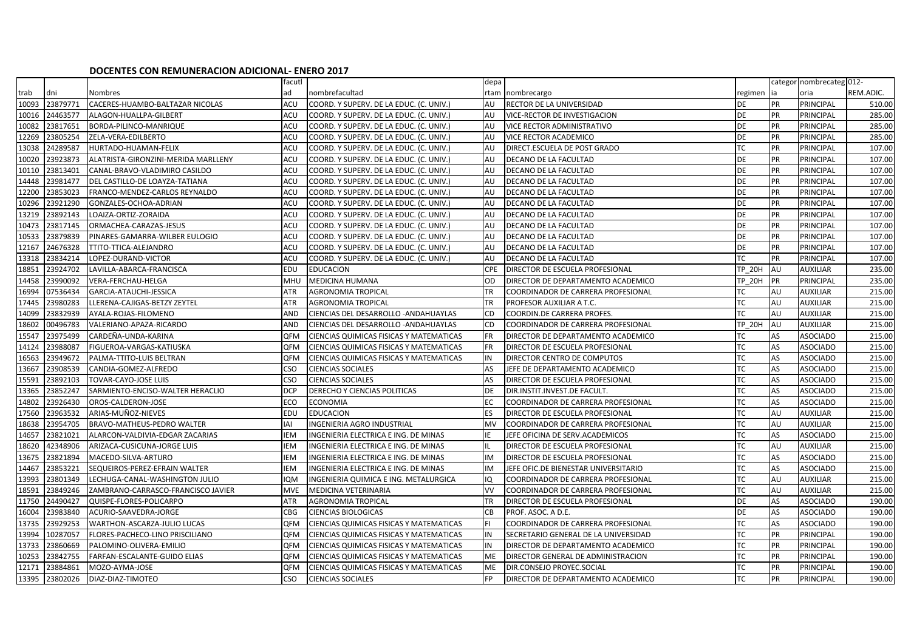## DOCENTES CON REMUNERACION ADICIONAL- ENERO 2017

| trab | dni | Nombres | facultad | nombrefacultad | departam | nombrecargo | regimen | categoria | nombrecategoria | 012-REM.ADIC. |
|---|---|---|---|---|---|---|---|---|---|---|
| 10093 | 23879771 | CACERES-HUAMBO-BALTAZAR NICOLAS | ACU | COORD. Y SUPERV. DE LA EDUC. (C. UNIV.) | AU | RECTOR DE LA UNIVERSIDAD | DE | PR | PRINCIPAL | 510.00 |
| 10016 | 24463577 | ALAGON-HUALLPA-GILBERT | ACU | COORD. Y SUPERV. DE LA EDUC. (C. UNIV.) | AU | VICE-RECTOR DE INVESTIGACION | DE | PR | PRINCIPAL | 285.00 |
| 10082 | 23817651 | BORDA-PILINCO-MANRIQUE | ACU | COORD. Y SUPERV. DE LA EDUC. (C. UNIV.) | AU | VICE RECTOR ADMINISTRATIVO | DE | PR | PRINCIPAL | 285.00 |
| 12269 | 23805254 | ZELA-VERA-EDILBERTO | ACU | COORD. Y SUPERV. DE LA EDUC. (C. UNIV.) | AU | VICE RECTOR ACADEMICO | DE | PR | PRINCIPAL | 285.00 |
| 13038 | 24289587 | HURTADO-HUAMAN-FELIX | ACU | COORD. Y SUPERV. DE LA EDUC. (C. UNIV.) | AU | DIRECT.ESCUELA DE POST GRADO | TC | PR | PRINCIPAL | 107.00 |
| 10020 | 23923873 | ALATRISTA-GIRONZINI-MERIDA MARLLENY | ACU | COORD. Y SUPERV. DE LA EDUC. (C. UNIV.) | AU | DECANO DE LA FACULTAD | DE | PR | PRINCIPAL | 107.00 |
| 10110 | 23813401 | CANAL-BRAVO-VLADIMIRO CASILDO | ACU | COORD. Y SUPERV. DE LA EDUC. (C. UNIV.) | AU | DECANO DE LA FACULTAD | DE | PR | PRINCIPAL | 107.00 |
| 14448 | 23981477 | DEL CASTILLO-DE LOAYZA-TATIANA | ACU | COORD. Y SUPERV. DE LA EDUC. (C. UNIV.) | AU | DECANO DE LA FACULTAD | DE | PR | PRINCIPAL | 107.00 |
| 12200 | 23853023 | FRANCO-MENDEZ-CARLOS REYNALDO | ACU | COORD. Y SUPERV. DE LA EDUC. (C. UNIV.) | AU | DECANO DE LA FACULTAD | DE | PR | PRINCIPAL | 107.00 |
| 10296 | 23921290 | GONZALES-OCHOA-ADRIAN | ACU | COORD. Y SUPERV. DE LA EDUC. (C. UNIV.) | AU | DECANO DE LA FACULTAD | DE | PR | PRINCIPAL | 107.00 |
| 13219 | 23892143 | LOAIZA-ORTIZ-ZORAIDA | ACU | COORD. Y SUPERV. DE LA EDUC. (C. UNIV.) | AU | DECANO DE LA FACULTAD | DE | PR | PRINCIPAL | 107.00 |
| 10473 | 23817145 | ORMACHEA-CARAZAS-JESUS | ACU | COORD. Y SUPERV. DE LA EDUC. (C. UNIV.) | AU | DECANO DE LA FACULTAD | DE | PR | PRINCIPAL | 107.00 |
| 10533 | 23879839 | PINARES-GAMARRA-WILBER EULOGIO | ACU | COORD. Y SUPERV. DE LA EDUC. (C. UNIV.) | AU | DECANO DE LA FACULTAD | DE | PR | PRINCIPAL | 107.00 |
| 12167 | 24676328 | TTITO-TTICA-ALEJANDRO | ACU | COORD. Y SUPERV. DE LA EDUC. (C. UNIV.) | AU | DECANO DE LA FACULTAD | DE | PR | PRINCIPAL | 107.00 |
| 13318 | 23834214 | LOPEZ-DURAND-VICTOR | ACU | COORD. Y SUPERV. DE LA EDUC. (C. UNIV.) | AU | DECANO DE LA FACULTAD | TC | PR | PRINCIPAL | 107.00 |
| 18851 | 23924702 | LAVILLA-ABARCA-FRANCISCA | EDU | EDUCACION | CPE | DIRECTOR DE ESCUELA PROFESIONAL | TP_20H | AU | AUXILIAR | 235.00 |
| 14458 | 23990092 | VERA-FERCHAU-HELGA | MHU | MEDICINA HUMANA | OD | DIRECTOR DE DEPARTAMENTO ACADEMICO | TP_20H | PR | PRINCIPAL | 235.00 |
| 16994 | 07536434 | GARCIA-ATAUCHI-JESSICA | ATR | AGRONOMIA TROPICAL | TR | COORDINADOR DE CARRERA PROFESIONAL | TC | AU | AUXILIAR | 215.00 |
| 17445 | 23980283 | LLERENA-CAJIGAS-BETZY ZEYTEL | ATR | AGRONOMIA TROPICAL | TR | PROFESOR AUXILIAR A T.C. | TC | AU | AUXILIAR | 215.00 |
| 14099 | 23832939 | AYALA-ROJAS-FILOMENO | AND | CIENCIAS DEL DESARROLLO -ANDAHUAYLAS | CD | COORDIN.DE CARRERA PROFES. | TC | AU | AUXILIAR | 215.00 |
| 18602 | 00496783 | VALERIANO-APAZA-RICARDO | AND | CIENCIAS DEL DESARROLLO -ANDAHUAYLAS | CD | COORDINADOR DE CARRERA PROFESIONAL | TP_20H | AU | AUXILIAR | 215.00 |
| 15547 | 23975499 | CARDEÑA-UNDA-KARINA | QFM | CIENCIAS QUIMICAS FISICAS Y MATEMATICAS | FR | DIRECTOR DE DEPARTAMENTO ACADEMICO | TC | AS | ASOCIADO | 215.00 |
| 14124 | 23988087 | FIGUEROA-VARGAS-KATIUSKA | QFM | CIENCIAS QUIMICAS FISICAS Y MATEMATICAS | FR | DIRECTOR DE ESCUELA PROFESIONAL | TC | AS | ASOCIADO | 215.00 |
| 16563 | 23949672 | PALMA-TTITO-LUIS BELTRAN | QFM | CIENCIAS QUIMICAS FISICAS Y MATEMATICAS | IN | DIRECTOR CENTRO DE COMPUTOS | TC | AS | ASOCIADO | 215.00 |
| 13667 | 23908539 | CANDIA-GOMEZ-ALFREDO | CSO | CIENCIAS SOCIALES | AS | JEFE DE DEPARTAMENTO ACADEMICO | TC | AS | ASOCIADO | 215.00 |
| 15591 | 23892103 | TOVAR-CAYO-JOSE LUIS | CSO | CIENCIAS SOCIALES | AS | DIRECTOR DE ESCUELA PROFESIONAL | TC | AS | ASOCIADO | 215.00 |
| 13365 | 23852247 | SARMIENTO-ENCISO-WALTER HERACLIO | DCP | DERECHO Y CIENCIAS POLITICAS | DE | DIR.INSTIT.INVEST.DE FACULT. | TC | AS | ASOCIADO | 215.00 |
| 14802 | 23926430 | OROS-CALDERON-JOSE | ECO | ECONOMIA | EC | COORDINADOR DE CARRERA PROFESIONAL | TC | AS | ASOCIADO | 215.00 |
| 17560 | 23963532 | ARIAS-MUÑOZ-NIEVES | EDU | EDUCACION | ES | DIRECTOR DE ESCUELA PROFESIONAL | TC | AU | AUXILIAR | 215.00 |
| 18638 | 23954705 | BRAVO-MATHEUS-PEDRO WALTER | IAI | INGENIERIA AGRO INDUSTRIAL | MV | COORDINADOR DE CARRERA PROFESIONAL | TC | AU | AUXILIAR | 215.00 |
| 14657 | 23821021 | ALARCON-VALDIVIA-EDGAR ZACARIAS | IEM | INGENIERIA ELECTRICA E ING. DE MINAS | IE | JEFE OFICINA DE SERV.ACADEMICOS | TC | AS | ASOCIADO | 215.00 |
| 18620 | 42348906 | ARIZACA-CUSICUNA-JORGE LUIS | IEM | INGENIERIA ELECTRICA E ING. DE MINAS | IL | DIRECTOR DE ESCUELA PROFESIONAL | TC | AU | AUXILIAR | 215.00 |
| 13675 | 23821894 | MACEDO-SILVA-ARTURO | IEM | INGENIERIA ELECTRICA E ING. DE MINAS | IM | DIRECTOR DE ESCUELA PROFESIONAL | TC | AS | ASOCIADO | 215.00 |
| 14467 | 23853221 | SEQUEIROS-PEREZ-EFRAIN WALTER | IEM | INGENIERIA ELECTRICA E ING. DE MINAS | IM | JEFE OFIC.DE BIENESTAR UNIVERSITARIO | TC | AS | ASOCIADO | 215.00 |
| 13993 | 23801349 | LECHUGA-CANAL-WASHINGTON JULIO | IQM | INGENIERIA QUIMICA E ING. METALURGICA | IQ | COORDINADOR DE CARRERA PROFESIONAL | TC | AU | AUXILIAR | 215.00 |
| 18591 | 23849246 | ZAMBRANO-CARRASCO-FRANCISCO JAVIER | MVE | MEDICINA VETERINARIA | VV | COORDINADOR DE CARRERA PROFESIONAL | TC | AU | AUXILIAR | 215.00 |
| 11750 | 24490427 | QUISPE-FLORES-POLICARPO | ATR | AGRONOMIA TROPICAL | TR | DIRECTOR DE ESCUELA PROFESIONAL | DE | AS | ASOCIADO | 190.00 |
| 16004 | 23983840 | ACURIO-SAAVEDRA-JORGE | CBG | CIENCIAS BIOLOGICAS | CB | PROF. ASOC. A D.E. | DE | AS | ASOCIADO | 190.00 |
| 13735 | 23929253 | WARTHON-ASCARZA-JULIO LUCAS | QFM | CIENCIAS QUIMICAS FISICAS Y MATEMATICAS | FI | COORDINADOR DE CARRERA PROFESIONAL | TC | AS | ASOCIADO | 190.00 |
| 13994 | 10287057 | FLORES-PACHECO-LINO PRISCILIANO | QFM | CIENCIAS QUIMICAS FISICAS Y MATEMATICAS | IN | SECRETARIO GENERAL DE LA UNIVERSIDAD | TC | PR | PRINCIPAL | 190.00 |
| 13733 | 23860669 | PALOMINO-OLIVERA-EMILIO | QFM | CIENCIAS QUIMICAS FISICAS Y MATEMATICAS | IN | DIRECTOR DE DEPARTAMENTO ACADEMICO | TC | PR | PRINCIPAL | 190.00 |
| 10253 | 23842755 | FARFAN-ESCALANTE-GUIDO ELIAS | QFM | CIENCIAS QUIMICAS FISICAS Y MATEMATICAS | ME | DIRECTOR GENERAL DE ADMINISTRACION | TC | PR | PRINCIPAL | 190.00 |
| 12171 | 23884861 | MOZO-AYMA-JOSE | QFM | CIENCIAS QUIMICAS FISICAS Y MATEMATICAS | ME | DIR.CONSEJO PROYEC.SOCIAL | TC | PR | PRINCIPAL | 190.00 |
| 13395 | 23802026 | DIAZ-DIAZ-TIMOTEO | CSO | CIENCIAS SOCIALES | FP | DIRECTOR DE DEPARTAMENTO ACADEMICO | TC | PR | PRINCIPAL | 190.00 |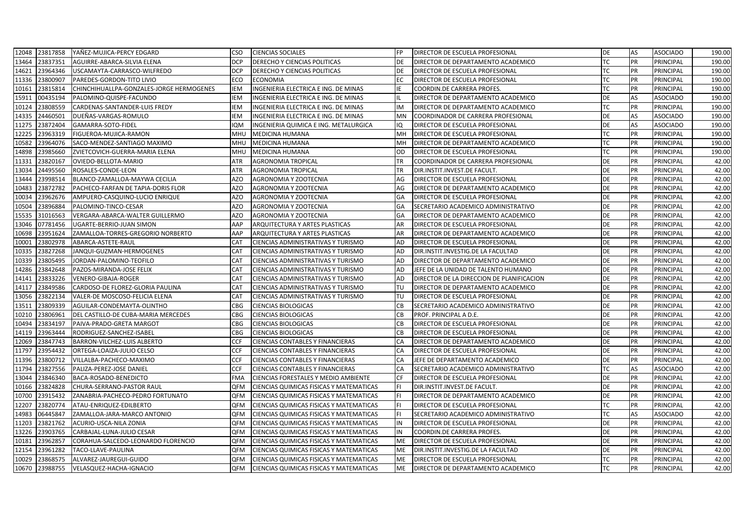| | | | | | | | | | | |
|---|---|---|---|---|---|---|---|---|---|---|
| 12048 | 23817858 | YAÑEZ-MUJICA-PERCY EDGARD | CSO | CIENCIAS SOCIALES | FP | DIRECTOR DE ESCUELA PROFESIONAL | DE | AS | ASOCIADO | 190.00 |
| 13464 | 23837351 | AGUIRRE-ABARCA-SILVIA ELENA | DCP | DERECHO Y CIENCIAS POLITICAS | DE | DIRECTOR DE DEPARTAMENTO ACADEMICO | TC | PR | PRINCIPAL | 190.00 |
| 14621 | 23964346 | USCAMAYTA-CARRASCO-WILFREDO | DCP | DERECHO Y CIENCIAS POLITICAS | DE | DIRECTOR DE ESCUELA PROFESIONAL | TC | PR | PRINCIPAL | 190.00 |
| 11336 | 23800907 | PAREDES-GORDON-TITO LIVIO | ECO | ECONOMIA | EC | DIRECTOR DE ESCUELA PROFESIONAL | TC | PR | PRINCIPAL | 190.00 |
| 10161 | 23815814 | CHINCHIHUALLPA-GONZALES-JORGE HERMOGENES | IEM | INGENIERIA ELECTRICA E ING. DE MINAS | IE | COORDIN.DE CARRERA PROFES. | TC | PR | PRINCIPAL | 190.00 |
| 15911 | 00435194 | PALOMINO-QUISPE-FACUNDO | IEM | INGENIERIA ELECTRICA E ING. DE MINAS | IL | DIRECTOR DE DEPARTAMENTO ACADEMICO | DE | AS | ASOCIADO | 190.00 |
| 10124 | 23808559 | CARDENAS-SANTANDER-LUIS FREDY | IEM | INGENIERIA ELECTRICA E ING. DE MINAS | IM | DIRECTOR DE DEPARTAMENTO ACADEMICO | TC | PR | PRINCIPAL | 190.00 |
| 14335 | 24460501 | DUEÑAS-VARGAS-ROMULO | IEM | INGENIERIA ELECTRICA E ING. DE MINAS | MN | COORDINADOR DE CARRERA PROFESIONAL | DE | AS | ASOCIADO | 190.00 |
| 11275 | 23872404 | GAMARRA-SOTO-FIDEL | IQM | INGENIERIA QUIMICA E ING. METALURGICA | IQ | DIRECTOR DE ESCUELA PROFESIONAL | DE | AS | ASOCIADO | 190.00 |
| 12225 | 23963319 | FIGUEROA-MUJICA-RAMON | MHU | MEDICINA HUMANA | MH | DIRECTOR DE ESCUELA PROFESIONAL | TC | PR | PRINCIPAL | 190.00 |
| 10582 | 23964076 | SACO-MENDEZ-SANTIAGO MAXIMO | MHU | MEDICINA HUMANA | MH | DIRECTOR DE DEPARTAMENTO ACADEMICO | TC | PR | PRINCIPAL | 190.00 |
| 14898 | 23985660 | ZVIETCOVICH-GUERRA-MARIA ELENA | MHU | MEDICINA HUMANA | OD | DIRECTOR DE ESCUELA PROFESIONAL | TC | PR | PRINCIPAL | 190.00 |
| 11331 | 23820167 | OVIEDO-BELLOTA-MARIO | ATR | AGRONOMIA TROPICAL | TR | COORDINADOR DE CARRERA PROFESIONAL | DE | PR | PRINCIPAL | 42.00 |
| 13034 | 24495560 | ROSALES-CONDE-LEON | ATR | AGRONOMIA TROPICAL | TR | DIR.INSTIT.INVEST.DE FACULT. | DE | PR | PRINCIPAL | 42.00 |
| 13444 | 23998514 | BLANCO-ZAMALLOA-MAYWA CECILIA | AZO | AGRONOMIA Y ZOOTECNIA | AG | DIRECTOR DE ESCUELA PROFESIONAL | DE | PR | PRINCIPAL | 42.00 |
| 10483 | 23872782 | PACHECO-FARFAN DE TAPIA-DORIS FLOR | AZO | AGRONOMIA Y ZOOTECNIA | AG | DIRECTOR DE DEPARTAMENTO ACADEMICO | DE | PR | PRINCIPAL | 42.00 |
| 10034 | 23962676 | AMPUERO-CASQUINO-LUCIO ENRIQUE | AZO | AGRONOMIA Y ZOOTECNIA | GA | DIRECTOR DE ESCUELA PROFESIONAL | DE | PR | PRINCIPAL | 42.00 |
| 10504 | 23896884 | PALOMINO-TINCO-CESAR | AZO | AGRONOMIA Y ZOOTECNIA | GA | SECRETARIO ACADEMICO ADMINISTRATIVO | DE | PR | PRINCIPAL | 42.00 |
| 15535 | 31016563 | VERGARA-ABARCA-WALTER GUILLERMO | AZO | AGRONOMIA Y ZOOTECNIA | GA | DIRECTOR DE DEPARTAMENTO ACADEMICO | DE | PR | PRINCIPAL | 42.00 |
| 13046 | 07781456 | UGARTE-BERRIO-JUAN SIMON | AAP | ARQUITECTURA Y ARTES PLASTICAS | AR | DIRECTOR DE ESCUELA PROFESIONAL | DE | PR | PRINCIPAL | 42.00 |
| 10698 | 23951624 | ZAMALLOA-TORRES-GREGORIO NORBERTO | AAP | ARQUITECTURA Y ARTES PLASTICAS | AR | DIRECTOR DE DEPARTAMENTO ACADEMICO | DE | PR | PRINCIPAL | 42.00 |
| 10001 | 23802978 | ABARCA-ASTETE-RAUL | CAT | CIENCIAS ADMINISTRATIVAS Y TURISMO | AD | DIRECTOR DE ESCUELA PROFESIONAL | DE | PR | PRINCIPAL | 42.00 |
| 10335 | 23827268 | JANQUI-GUZMAN-HERMOGENES | CAT | CIENCIAS ADMINISTRATIVAS Y TURISMO | AD | DIR.INSTIT.INVESTIG.DE LA FACULTAD | DE | PR | PRINCIPAL | 42.00 |
| 10339 | 23805495 | JORDAN-PALOMINO-TEOFILO | CAT | CIENCIAS ADMINISTRATIVAS Y TURISMO | AD | DIRECTOR DE DEPARTAMENTO ACADEMICO | DE | PR | PRINCIPAL | 42.00 |
| 14286 | 23842648 | PAZOS-MIRANDA-JOSE FELIX | CAT | CIENCIAS ADMINISTRATIVAS Y TURISMO | AD | JEFE DE LA UNIDAD DE TALENTO HUMANO | DE | PR | PRINCIPAL | 42.00 |
| 14141 | 23833226 | VENERO-GIBAJA-ROGER | CAT | CIENCIAS ADMINISTRATIVAS Y TURISMO | AD | DIRECTOR DE LA DIRECCION DE PLANIFICACION | DE | PR | PRINCIPAL | 42.00 |
| 14117 | 23849586 | CARDOSO-DE FLOREZ-GLORIA PAULINA | CAT | CIENCIAS ADMINISTRATIVAS Y TURISMO | TU | DIRECTOR DE DEPARTAMENTO ACADEMICO | DE | PR | PRINCIPAL | 42.00 |
| 13056 | 23822134 | VALER-DE MOSCOSO-FELICIA ELENA | CAT | CIENCIAS ADMINISTRATIVAS Y TURISMO | TU | DIRECTOR DE ESCUELA PROFESIONAL | DE | PR | PRINCIPAL | 42.00 |
| 13511 | 23809339 | AGUILAR-CONDEMAYTA-OLINTHO | CBG | CIENCIAS BIOLOGICAS | CB | SECRETARIO ACADEMICO ADMINISTRATIVO | DE | PR | PRINCIPAL | 42.00 |
| 10210 | 23806961 | DEL CASTILLO-DE CUBA-MARIA MERCEDES | CBG | CIENCIAS BIOLOGICAS | CB | PROF. PRINCIPAL A D.E. | DE | PR | PRINCIPAL | 42.00 |
| 10494 | 23834197 | PAIVA-PRADO-GRETA MARGOT | CBG | CIENCIAS BIOLOGICAS | CB | DIRECTOR DE ESCUELA PROFESIONAL | DE | PR | PRINCIPAL | 42.00 |
| 14119 | 23963444 | RODRIGUEZ-SANCHEZ-ISABEL | CBG | CIENCIAS BIOLOGICAS | CB | DIRECTOR DE ESCUELA PROFESIONAL | DE | PR | PRINCIPAL | 42.00 |
| 12069 | 23847743 | BARRON-VILCHEZ-LUIS ALBERTO | CCF | CIENCIAS CONTABLES Y FINANCIERAS | CA | DIRECTOR DE DEPARTAMENTO ACADEMICO | DE | PR | PRINCIPAL | 42.00 |
| 11797 | 23954432 | ORTEGA-LOAIZA-JULIO CELSO | CCF | CIENCIAS CONTABLES Y FINANCIERAS | CA | DIRECTOR DE ESCUELA PROFESIONAL | DE | PR | PRINCIPAL | 42.00 |
| 11396 | 23800712 | VILLALBA-PACHECO-MAXIMO | CCF | CIENCIAS CONTABLES Y FINANCIERAS | CA | JEFE DE DEPARTAMENTO ACADEMICO | DE | PR | PRINCIPAL | 42.00 |
| 11794 | 23827556 | PALIZA-PEREZ-JOSE DANIEL | CCF | CIENCIAS CONTABLES Y FINANCIERAS | CA | SECRETARIO ACADEMICO ADMINISTRATIVO | TC | AS | ASOCIADO | 42.00 |
| 13044 | 23846340 | BACA-ROSADO-BENEDICTO | FMA | CIENCIAS FORESTALES Y MEDIO AMBIENTE | CF | DIRECTOR DE ESCUELA PROFESIONAL | DE | PR | PRINCIPAL | 42.00 |
| 10166 | 23824828 | CHURA-SERRANO-PASTOR RAUL | QFM | CIENCIAS QUIMICAS FISICAS Y MATEMATICAS | FI | DIR.INSTIT.INVEST.DE FACULT. | DE | PR | PRINCIPAL | 42.00 |
| 10700 | 23915432 | ZANABRIA-PACHECO-PEDRO FORTUNATO | QFM | CIENCIAS QUIMICAS FISICAS Y MATEMATICAS | FI | DIRECTOR DE DEPARTAMENTO ACADEMICO | DE | PR | PRINCIPAL | 42.00 |
| 12207 | 23820774 | ATAU-ENRIQUEZ-EDILBERTO | QFM | CIENCIAS QUIMICAS FISICAS Y MATEMATICAS | FI | DIRECTOR DE ESCUELA PROFESIONAL | TC | PR | PRINCIPAL | 42.00 |
| 14983 | 06445847 | ZAMALLOA-JARA-MARCO ANTONIO | QFM | CIENCIAS QUIMICAS FISICAS Y MATEMATICAS | FI | SECRETARIO ACADEMICO ADMINISTRATIVO | TC | AS | ASOCIADO | 42.00 |
| 11203 | 23821762 | ACURIO-USCA-NILA ZONIA | QFM | CIENCIAS QUIMICAS FISICAS Y MATEMATICAS | IN | DIRECTOR DE ESCUELA PROFESIONAL | DE | PR | PRINCIPAL | 42.00 |
| 13226 | 23903765 | CARBAJAL-LUNA-JULIO CESAR | QFM | CIENCIAS QUIMICAS FISICAS Y MATEMATICAS | IN | COORDIN.DE CARRERA PROFES. | DE | PR | PRINCIPAL | 42.00 |
| 10181 | 23962857 | CORAHUA-SALCEDO-LEONARDO FLORENCIO | QFM | CIENCIAS QUIMICAS FISICAS Y MATEMATICAS | ME | DIRECTOR DE ESCUELA PROFESIONAL | DE | PR | PRINCIPAL | 42.00 |
| 12154 | 23961282 | TACO-LLAVE-PAULINA | QFM | CIENCIAS QUIMICAS FISICAS Y MATEMATICAS | ME | DIR.INSTIT.INVESTIG.DE LA FACULTAD | DE | PR | PRINCIPAL | 42.00 |
| 10029 | 23868575 | ALVAREZ-JAUREGUI-GUIDO | QFM | CIENCIAS QUIMICAS FISICAS Y MATEMATICAS | ME | DIRECTOR DE ESCUELA PROFESIONAL | TC | PR | PRINCIPAL | 42.00 |
| 10670 | 23988755 | VELASQUEZ-HACHA-IGNACIO | QFM | CIENCIAS QUIMICAS FISICAS Y MATEMATICAS | ME | DIRECTOR DE DEPARTAMENTO ACADEMICO | TC | PR | PRINCIPAL | 42.00 |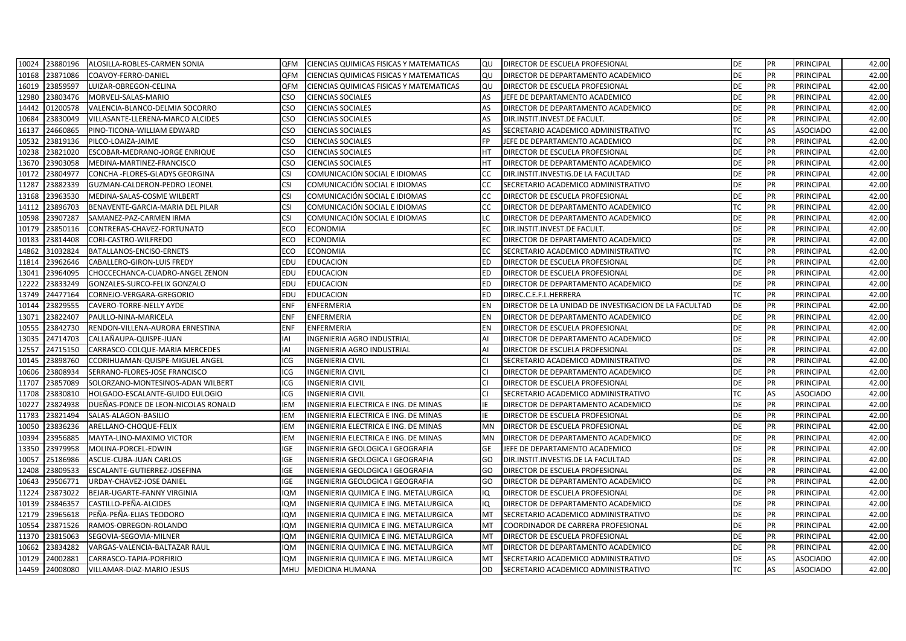| | | | | | | | | | | |
|---|---|---|---|---|---|---|---|---|---|---|
| 10024 | 23880196 | ALOSILLA-ROBLES-CARMEN SONIA | QFM | CIENCIAS QUIMICAS FISICAS Y MATEMATICAS | QU | DIRECTOR DE ESCUELA PROFESIONAL | DE | PR | PRINCIPAL | 42.00 |
| 10168 | 23871086 | COAVOY-FERRO-DANIEL | QFM | CIENCIAS QUIMICAS FISICAS Y MATEMATICAS | QU | DIRECTOR DE DEPARTAMENTO ACADEMICO | DE | PR | PRINCIPAL | 42.00 |
| 16019 | 23859597 | LUIZAR-OBREGON-CELINA | QFM | CIENCIAS QUIMICAS FISICAS Y MATEMATICAS | QU | DIRECTOR DE ESCUELA PROFESIONAL | DE | PR | PRINCIPAL | 42.00 |
| 12980 | 23803476 | MORVELI-SALAS-MARIO | CSO | CIENCIAS SOCIALES | AS | JEFE DE DEPARTAMENTO ACADEMICO | DE | PR | PRINCIPAL | 42.00 |
| 14442 | 01200578 | VALENCIA-BLANCO-DELMIA SOCORRO | CSO | CIENCIAS SOCIALES | AS | DIRECTOR DE DEPARTAMENTO ACADEMICO | DE | PR | PRINCIPAL | 42.00 |
| 10684 | 23830049 | VILLASANTE-LLERENA-MARCO ALCIDES | CSO | CIENCIAS SOCIALES | AS | DIR.INSTIT.INVEST.DE FACULT. | DE | PR | PRINCIPAL | 42.00 |
| 16137 | 24660865 | PINO-TICONA-WILLIAM EDWARD | CSO | CIENCIAS SOCIALES | AS | SECRETARIO ACADEMICO ADMINISTRATIVO | TC | AS | ASOCIADO | 42.00 |
| 10532 | 23819136 | PILCO-LOAIZA-JAIME | CSO | CIENCIAS SOCIALES | FP | JEFE DE DEPARTAMENTO ACADEMICO | DE | PR | PRINCIPAL | 42.00 |
| 10238 | 23821020 | ESCOBAR-MEDRANO-JORGE ENRIQUE | CSO | CIENCIAS SOCIALES | HT | DIRECTOR DE ESCUELA PROFESIONAL | DE | PR | PRINCIPAL | 42.00 |
| 13670 | 23903058 | MEDINA-MARTINEZ-FRANCISCO | CSO | CIENCIAS SOCIALES | HT | DIRECTOR DE DEPARTAMENTO ACADEMICO | DE | PR | PRINCIPAL | 42.00 |
| 10172 | 23804977 | CONCHA -FLORES-GLADYS GEORGINA | CSI | COMUNICACIÓN SOCIAL E IDIOMAS | CC | DIR.INSTIT.INVESTIG.DE LA FACULTAD | DE | PR | PRINCIPAL | 42.00 |
| 11287 | 23882339 | GUZMAN-CALDERON-PEDRO LEONEL | CSI | COMUNICACIÓN SOCIAL E IDIOMAS | CC | SECRETARIO ACADEMICO ADMINISTRATIVO | DE | PR | PRINCIPAL | 42.00 |
| 13168 | 23963530 | MEDINA-SALAS-COSME WILBERT | CSI | COMUNICACIÓN SOCIAL E IDIOMAS | CC | DIRECTOR DE ESCUELA PROFESIONAL | DE | PR | PRINCIPAL | 42.00 |
| 14112 | 23896703 | BENAVENTE-GARCIA-MARIA DEL PILAR | CSI | COMUNICACIÓN SOCIAL E IDIOMAS | CC | DIRECTOR DE DEPARTAMENTO ACADEMICO | TC | PR | PRINCIPAL | 42.00 |
| 10598 | 23907287 | SAMANEZ-PAZ-CARMEN IRMA | CSI | COMUNICACIÓN SOCIAL E IDIOMAS | LC | DIRECTOR DE DEPARTAMENTO ACADEMICO | DE | PR | PRINCIPAL | 42.00 |
| 10179 | 23850116 | CONTRERAS-CHAVEZ-FORTUNATO | ECO | ECONOMIA | EC | DIR.INSTIT.INVEST.DE FACULT. | DE | PR | PRINCIPAL | 42.00 |
| 10183 | 23814408 | CORI-CASTRO-WILFREDO | ECO | ECONOMIA | EC | DIRECTOR DE DEPARTAMENTO ACADEMICO | DE | PR | PRINCIPAL | 42.00 |
| 14862 | 31032824 | BATALLANOS-ENCISO-ERNETS | ECO | ECONOMIA | EC | SECRETARIO ACADEMICO ADMINISTRATIVO | TC | PR | PRINCIPAL | 42.00 |
| 11814 | 23962646 | CABALLERO-GIRON-LUIS FREDY | EDU | EDUCACION | ED | DIRECTOR DE ESCUELA PROFESIONAL | DE | PR | PRINCIPAL | 42.00 |
| 13041 | 23964095 | CHOCCECHANCA-CUADRO-ANGEL ZENON | EDU | EDUCACION | ED | DIRECTOR DE ESCUELA PROFESIONAL | DE | PR | PRINCIPAL | 42.00 |
| 12222 | 23833249 | GONZALES-SURCO-FELIX GONZALO | EDU | EDUCACION | ED | DIRECTOR DE DEPARTAMENTO ACADEMICO | DE | PR | PRINCIPAL | 42.00 |
| 13749 | 24477164 | CORNEJO-VERGARA-GREGORIO | EDU | EDUCACION | ED | DIREC.C.E.F.L.HERRERA | TC | PR | PRINCIPAL | 42.00 |
| 10144 | 23829555 | CAVERO-TORRE-NELLY AYDE | ENF | ENFERMERIA | EN | DIRECTOR DE LA UNIDAD DE INVESTIGACION DE LA FACULTAD | DE | PR | PRINCIPAL | 42.00 |
| 13071 | 23822407 | PAULLO-NINA-MARICELA | ENF | ENFERMERIA | EN | DIRECTOR DE DEPARTAMENTO ACADEMICO | DE | PR | PRINCIPAL | 42.00 |
| 10555 | 23842730 | RENDON-VILLENA-AURORA ERNESTINA | ENF | ENFERMERIA | EN | DIRECTOR DE ESCUELA PROFESIONAL | DE | PR | PRINCIPAL | 42.00 |
| 13035 | 24714703 | CALLAÑAUPA-QUISPE-JUAN | IAI | INGENIERIA AGRO INDUSTRIAL | AI | DIRECTOR DE DEPARTAMENTO ACADEMICO | DE | PR | PRINCIPAL | 42.00 |
| 12557 | 24715150 | CARRASCO-COLQUE-MARIA MERCEDES | IAI | INGENIERIA AGRO INDUSTRIAL | AI | DIRECTOR DE ESCUELA PROFESIONAL | DE | PR | PRINCIPAL | 42.00 |
| 10145 | 23898760 | CCORIHUAMAN-QUISPE-MIGUEL ANGEL | ICG | INGENIERIA CIVIL | CI | SECRETARIO ACADEMICO ADMINISTRATIVO | DE | PR | PRINCIPAL | 42.00 |
| 10606 | 23808934 | SERRANO-FLORES-JOSE FRANCISCO | ICG | INGENIERIA CIVIL | CI | DIRECTOR DE DEPARTAMENTO ACADEMICO | DE | PR | PRINCIPAL | 42.00 |
| 11707 | 23857089 | SOLORZANO-MONTESINOS-ADAN WILBERT | ICG | INGENIERIA CIVIL | CI | DIRECTOR DE ESCUELA PROFESIONAL | DE | PR | PRINCIPAL | 42.00 |
| 11708 | 23830810 | HOLGADO-ESCALANTE-GUIDO EULOGIO | ICG | INGENIERIA CIVIL | CI | SECRETARIO ACADEMICO ADMINISTRATIVO | TC | AS | ASOCIADO | 42.00 |
| 10227 | 23824938 | DUEÑAS-PONCE DE LEON-NICOLAS RONALD | IEM | INGENIERIA ELECTRICA E ING. DE MINAS | IE | DIRECTOR DE DEPARTAMENTO ACADEMICO | DE | PR | PRINCIPAL | 42.00 |
| 11783 | 23821494 | SALAS-ALAGON-BASILIO | IEM | INGENIERIA ELECTRICA E ING. DE MINAS | IE | DIRECTOR DE ESCUELA PROFESIONAL | DE | PR | PRINCIPAL | 42.00 |
| 10050 | 23836236 | ARELLANO-CHOQUE-FELIX | IEM | INGENIERIA ELECTRICA E ING. DE MINAS | MN | DIRECTOR DE ESCUELA PROFESIONAL | DE | PR | PRINCIPAL | 42.00 |
| 10394 | 23956885 | MAYTA-LINO-MAXIMO VICTOR | IEM | INGENIERIA ELECTRICA E ING. DE MINAS | MN | DIRECTOR DE DEPARTAMENTO ACADEMICO | DE | PR | PRINCIPAL | 42.00 |
| 13350 | 23979958 | MOLINA-PORCEL-EDWIN | IGE | INGENIERIA GEOLOGICA I GEOGRAFIA | GE | JEFE DE DEPARTAMENTO ACADEMICO | DE | PR | PRINCIPAL | 42.00 |
| 10057 | 25186986 | ASCUE-CUBA-JUAN CARLOS | IGE | INGENIERIA GEOLOGICA I GEOGRAFIA | GO | DIR.INSTIT.INVESTIG.DE LA FACULTAD | DE | PR | PRINCIPAL | 42.00 |
| 12408 | 23809533 | ESCALANTE-GUTIERREZ-JOSEFINA | IGE | INGENIERIA GEOLOGICA I GEOGRAFIA | GO | DIRECTOR DE ESCUELA PROFESIONAL | DE | PR | PRINCIPAL | 42.00 |
| 10643 | 29506771 | URDAY-CHAVEZ-JOSE DANIEL | IGE | INGENIERIA GEOLOGICA I GEOGRAFIA | GO | DIRECTOR DE DEPARTAMENTO ACADEMICO | DE | PR | PRINCIPAL | 42.00 |
| 11224 | 23873022 | BEJAR-UGARTE-FANNY VIRGINIA | IQM | INGENIERIA QUIMICA E ING. METALURGICA | IQ | DIRECTOR DE ESCUELA PROFESIONAL | DE | PR | PRINCIPAL | 42.00 |
| 10139 | 23846357 | CASTILLO-PEÑA-ALCIDES | IQM | INGENIERIA QUIMICA E ING. METALURGICA | IQ | DIRECTOR DE DEPARTAMENTO ACADEMICO | DE | PR | PRINCIPAL | 42.00 |
| 12179 | 23965618 | PEÑA-PEÑA-ELIAS TEODORO | IQM | INGENIERIA QUIMICA E ING. METALURGICA | MT | SECRETARIO ACADEMICO ADMINISTRATIVO | DE | PR | PRINCIPAL | 42.00 |
| 10554 | 23871526 | RAMOS-OBREGON-ROLANDO | IQM | INGENIERIA QUIMICA E ING. METALURGICA | MT | COORDINADOR DE CARRERA PROFESIONAL | DE | PR | PRINCIPAL | 42.00 |
| 11370 | 23815063 | SEGOVIA-SEGOVIA-MILNER | IQM | INGENIERIA QUIMICA E ING. METALURGICA | MT | DIRECTOR DE ESCUELA PROFESIONAL | DE | PR | PRINCIPAL | 42.00 |
| 10662 | 23834282 | VARGAS-VALENCIA-BALTAZAR RAUL | IQM | INGENIERIA QUIMICA E ING. METALURGICA | MT | DIRECTOR DE DEPARTAMENTO ACADEMICO | DE | PR | PRINCIPAL | 42.00 |
| 10129 | 24002881 | CARRASCO-TAPIA-PORFIRIO | IQM | INGENIERIA QUIMICA E ING. METALURGICA | MT | SECRETARIO ACADEMICO ADMINISTRATIVO | DE | AS | ASOCIADO | 42.00 |
| 14459 | 24008080 | VILLAMAR-DIAZ-MARIO JESUS | MHU | MEDICINA HUMANA | OD | SECRETARIO ACADEMICO ADMINISTRATIVO | TC | AS | ASOCIADO | 42.00 |